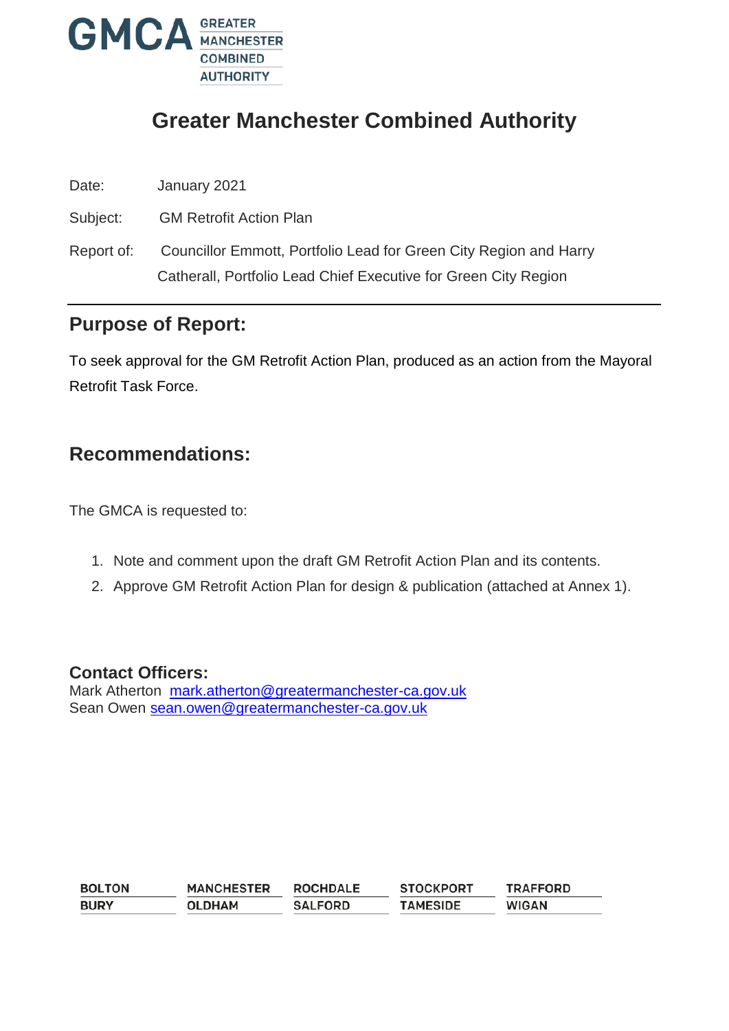GMCA GREATER MANCHESTER COMBINED AUTHORITY

# Greater Manchester Combined Authority

Date: January 2021

Subject: GM Retrofit Action Plan

Report of: Councillor Emmott, Portfolio Lead for Green City Region and Harry Catherall, Portfolio Lead Chief Executive for Green City Region

## Purpose of Report:

To seek approval for the GM Retrofit Action Plan, produced as an action from the Mayoral Retrofit Task Force.

## Recommendations:

The GMCA is requested to:

1. Note and comment upon the draft GM Retrofit Action Plan and its contents.
2. Approve GM Retrofit Action Plan for design & publication (attached at Annex 1).

**Contact Officers:**

Mark Atherton mark.atherton@greatermanchester-ca.gov.uk

Sean Owen sean.owen@greatermanchester-ca.gov.uk

| BOLTON | MANCHESTER | ROCHDALE | STOCKPORT | TRAFFORD |
| --- | --- | --- | --- | --- |
| BURY | OLDHAM | SALFORD | TAMESIDE | WIGAN |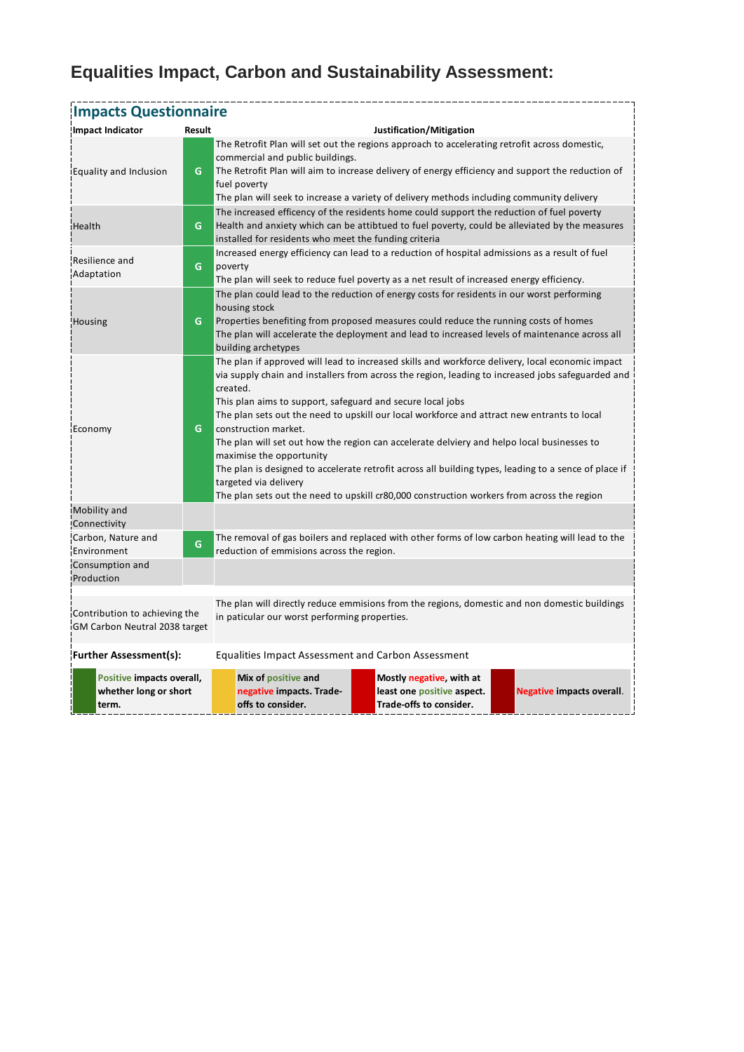# Equalities Impact, Carbon and Sustainability Assessment:

## Impacts Questionnaire

| Impact Indicator | Result | Justification/Mitigation |
|---|---|---|
| Equality and Inclusion | G | The Retrofit Plan will set out the regions approach to accelerating retrofit across domestic, commercial and public buildings.<br>The Retrofit Plan will aim to increase delivery of energy efficiency and support the reduction of fuel poverty<br>The plan will seek to increase a variety of delivery methods including community delivery |
| Health | G | The increased efficency of the residents home could support the reduction of fuel poverty<br>Health and anxiety which can be attibtued to fuel poverty, could be alleviated by the measures installed for residents who meet the funding criteria |
| Resilience and Adaptation | G | Increased energy efficiency can lead to a reduction of hospital admissions as a result of fuel poverty<br>The plan will seek to reduce fuel poverty as a net result of increased energy efficiency. |
| Housing | G | The plan could lead to the reduction of energy costs for residents in our worst performing housing stock<br>Properties benefiting from proposed measures could reduce the running costs of homes<br>The plan will accelerate the deployment and lead to increased levels of maintenance across all building archetypes |
| Economy | G | The plan if approved will lead to increased skills and workforce delivery, local economic impact via supply chain and installers from across the region, leading to increased jobs safeguarded and created.<br>This plan aims to support, safeguard and secure local jobs<br>The plan sets out the need to upskill our local workforce and attract new entrants to local construction market.<br>The plan will set out how the region can accelerate delviery and helpo local businesses to maximise the opportunity<br>The plan is designed to accelerate retrofit across all building types, leading to a sence of place if targeted via delivery<br>The plan sets out the need to upskill cr80,000 construction workers from across the region |
| Mobility and Connectivity | | |
| Carbon, Nature and Environment | G | The removal of gas boilers and replaced with other forms of low carbon heating will lead to the reduction of emmisions across the region. |
| Consumption and Production | | |
| Contribution to achieving the GM Carbon Neutral 2038 target | | The plan will directly reduce emmisions from the regions, domestic and non domestic buildings in particular our worst performing properties. |

**Further Assessment(s):** Equalities Impact Assessment and Carbon Assessment

| Key | |
|---|---|
| Dark green | **Positive impacts overall, whether long or short term.** |
| Yellow | **Mix of positive and negative impacts. Trade-offs to consider.** |
| Red | **Mostly negative, with at least one positive aspect. Trade-offs to consider.** |
| Dark red | **Negative impacts overall.** |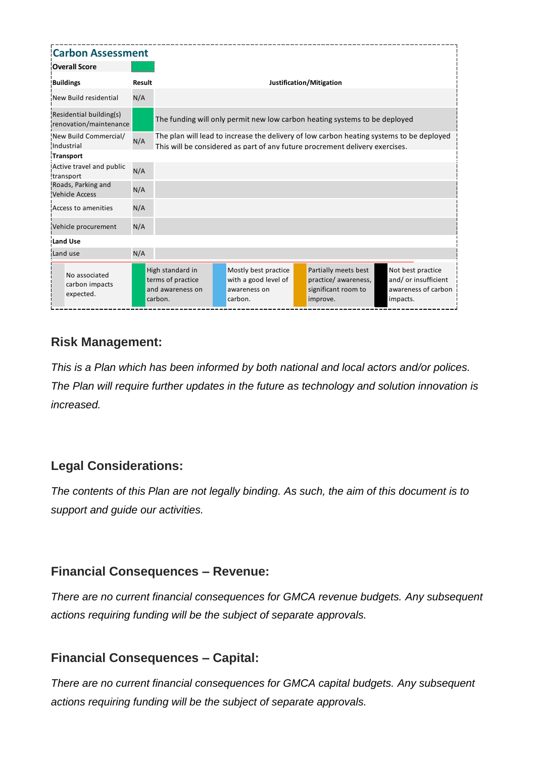## Carbon Assessment

| Overall Score | |
|---|---|

| Buildings | Result | Justification/Mitigation |
|---|---|---|
| New Build residential | N/A | |
| Residential building(s) renovation/maintenance | | The funding will only permit new low carbon heating systems to be deployed |
| New Build Commercial/ Industrial | N/A | The plan will lead to increase the delivery of low carbon heating systems to be deployed This will be considered as part of any future procrement delivery exercises. |
| **Transport** | | |
| Active travel and public transport | N/A | |
| Roads, Parking and Vehicle Access | N/A | |
| Access to amenities | N/A | |
| Vehicle procurement | N/A | |
| **Land Use** | | |
| Land use | N/A | |

| | | | | |
|---|---|---|---|---|
| No associated carbon impacts expected. | High standard in terms of practice and awareness on carbon. | Mostly best practice with a good level of awareness on carbon. | Partially meets best practice/ awareness, significant room to improve. | Not best practice and/ or insufficient awareness of carbon impacts. |

### Risk Management:

*This is a Plan which has been informed by both national and local actors and/or polices. The Plan will require further updates in the future as technology and solution innovation is increased.*

### Legal Considerations:

*The contents of this Plan are not legally binding. As such, the aim of this document is to support and guide our activities.*

### Financial Consequences – Revenue:

*There are no current financial consequences for GMCA revenue budgets. Any subsequent actions requiring funding will be the subject of separate approvals.*

### Financial Consequences – Capital:

*There are no current financial consequences for GMCA capital budgets. Any subsequent actions requiring funding will be the subject of separate approvals.*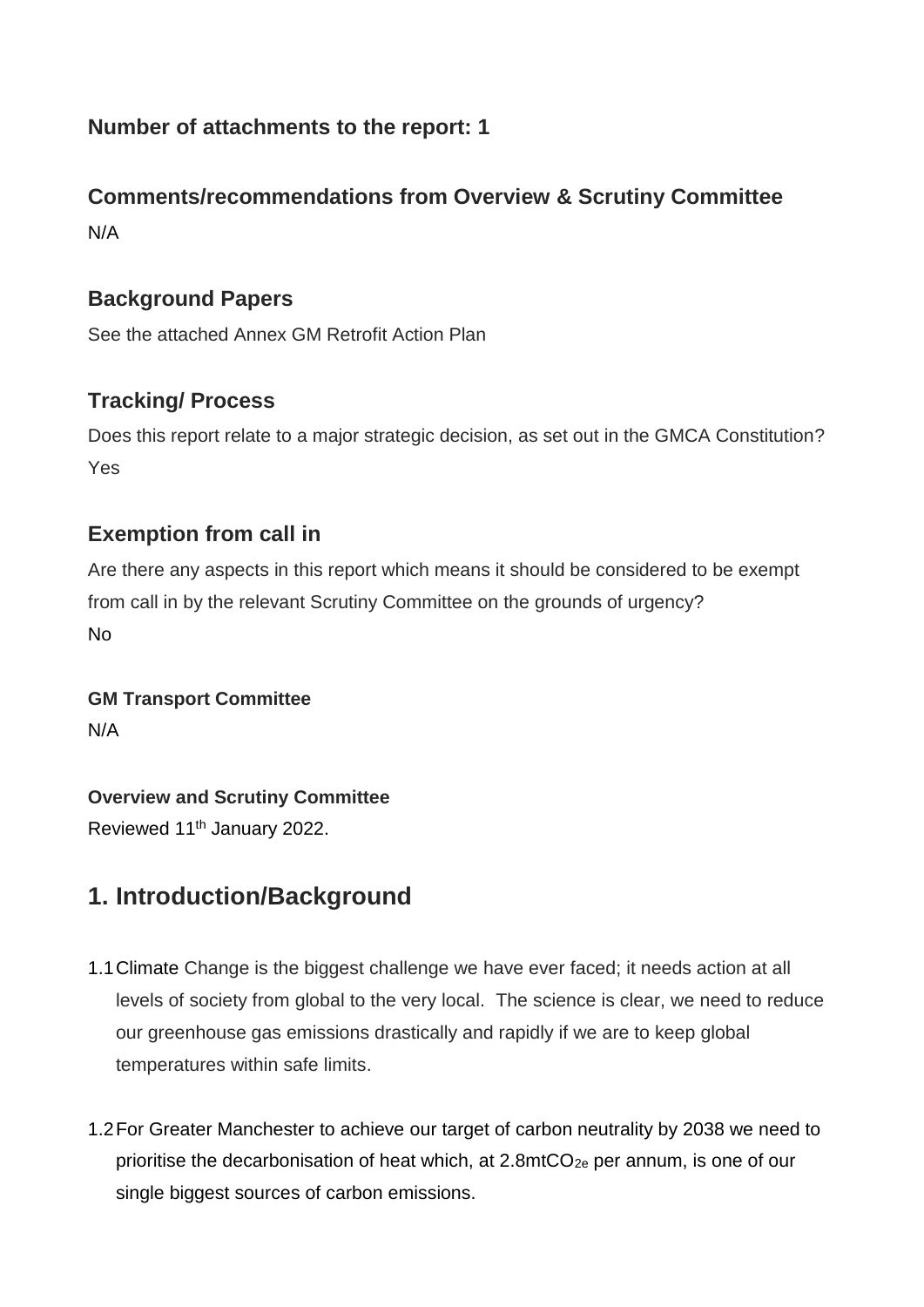### Number of attachments to the report: 1

### Comments/recommendations from Overview & Scrutiny Committee

N/A

### Background Papers

See the attached Annex GM Retrofit Action Plan

### Tracking/ Process

Does this report relate to a major strategic decision, as set out in the GMCA Constitution?
Yes

### Exemption from call in

Are there any aspects in this report which means it should be considered to be exempt from call in by the relevant Scrutiny Committee on the grounds of urgency?
No

**GM Transport Committee**

N/A

**Overview and Scrutiny Committee**

Reviewed 11th January 2022.

## 1. Introduction/Background

1.1 Climate Change is the biggest challenge we have ever faced; it needs action at all levels of society from global to the very local. The science is clear, we need to reduce our greenhouse gas emissions drastically and rapidly if we are to keep global temperatures within safe limits.

1.2 For Greater Manchester to achieve our target of carbon neutrality by 2038 we need to prioritise the decarbonisation of heat which, at 2.8mt$CO_{2e}$ per annum, is one of our single biggest sources of carbon emissions.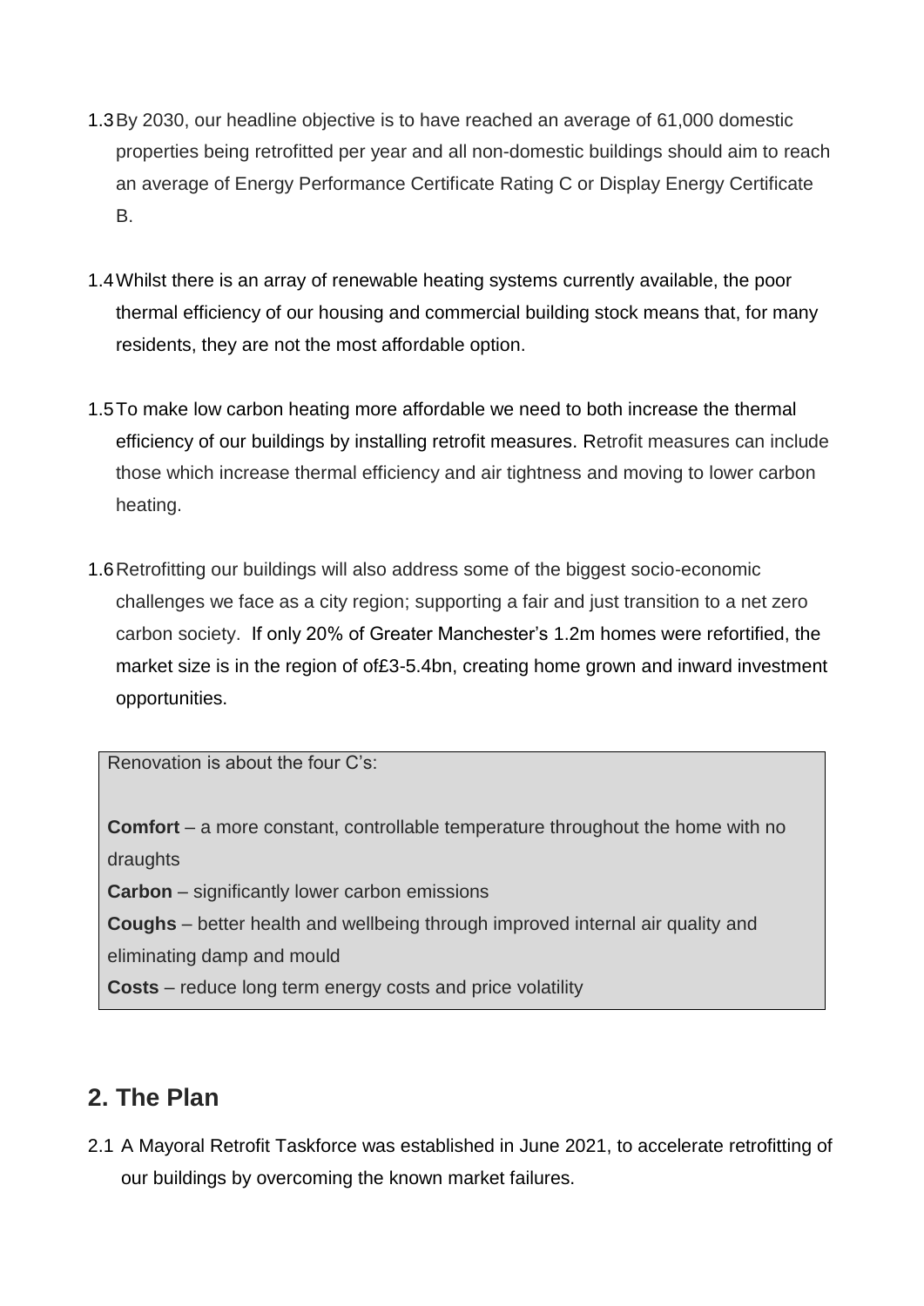1.3 By 2030, our headline objective is to have reached an average of 61,000 domestic properties being retrofitted per year and all non-domestic buildings should aim to reach an average of Energy Performance Certificate Rating C or Display Energy Certificate B.

1.4 Whilst there is an array of renewable heating systems currently available, the poor thermal efficiency of our housing and commercial building stock means that, for many residents, they are not the most affordable option.

1.5 To make low carbon heating more affordable we need to both increase the thermal efficiency of our buildings by installing retrofit measures. Retrofit measures can include those which increase thermal efficiency and air tightness and moving to lower carbon heating.

1.6 Retrofitting our buildings will also address some of the biggest socio-economic challenges we face as a city region; supporting a fair and just transition to a net zero carbon society. If only 20% of Greater Manchester's 1.2m homes were refortified, the market size is in the region of of£3-5.4bn, creating home grown and inward investment opportunities.

> Renovation is about the four C's:
>
> **Comfort** – a more constant, controllable temperature throughout the home with no draughts
> **Carbon** – significantly lower carbon emissions
> **Coughs** – better health and wellbeing through improved internal air quality and eliminating damp and mould
> **Costs** – reduce long term energy costs and price volatility

## 2. The Plan

2.1 A Mayoral Retrofit Taskforce was established in June 2021, to accelerate retrofitting of our buildings by overcoming the known market failures.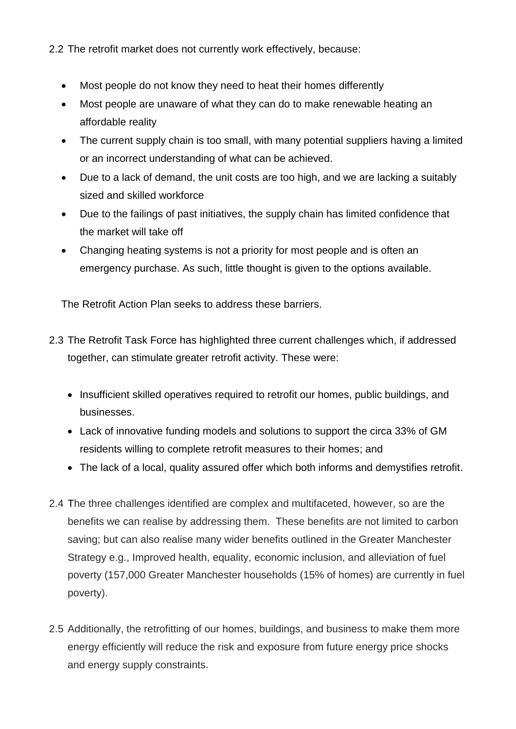2.2 The retrofit market does not currently work effectively, because:

- Most people do not know they need to heat their homes differently
- Most people are unaware of what they can do to make renewable heating an affordable reality
- The current supply chain is too small, with many potential suppliers having a limited or an incorrect understanding of what can be achieved.
- Due to a lack of demand, the unit costs are too high, and we are lacking a suitably sized and skilled workforce
- Due to the failings of past initiatives, the supply chain has limited confidence that the market will take off
- Changing heating systems is not a priority for most people and is often an emergency purchase. As such, little thought is given to the options available.

The Retrofit Action Plan seeks to address these barriers.

2.3 The Retrofit Task Force has highlighted three current challenges which, if addressed together, can stimulate greater retrofit activity. These were:

- Insufficient skilled operatives required to retrofit our homes, public buildings, and businesses.
- Lack of innovative funding models and solutions to support the circa 33% of GM residents willing to complete retrofit measures to their homes; and
- The lack of a local, quality assured offer which both informs and demystifies retrofit.

2.4 The three challenges identified are complex and multifaceted, however, so are the benefits we can realise by addressing them. These benefits are not limited to carbon saving; but can also realise many wider benefits outlined in the Greater Manchester Strategy e.g., Improved health, equality, economic inclusion, and alleviation of fuel poverty (157,000 Greater Manchester households (15% of homes) are currently in fuel poverty).

2.5 Additionally, the retrofitting of our homes, buildings, and business to make them more energy efficiently will reduce the risk and exposure from future energy price shocks and energy supply constraints.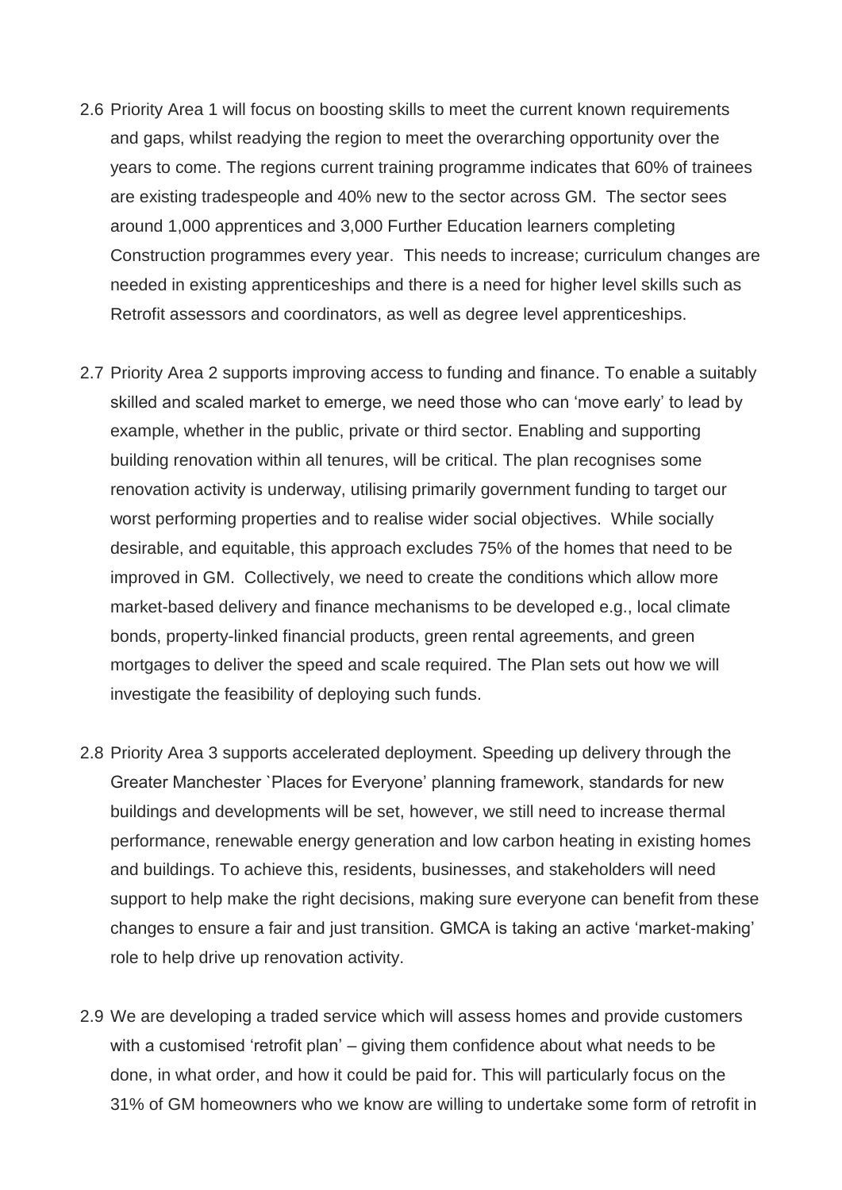2.6 Priority Area 1 will focus on boosting skills to meet the current known requirements and gaps, whilst readying the region to meet the overarching opportunity over the years to come. The regions current training programme indicates that 60% of trainees are existing tradespeople and 40% new to the sector across GM. The sector sees around 1,000 apprentices and 3,000 Further Education learners completing Construction programmes every year. This needs to increase; curriculum changes are needed in existing apprenticeships and there is a need for higher level skills such as Retrofit assessors and coordinators, as well as degree level apprenticeships.

2.7 Priority Area 2 supports improving access to funding and finance. To enable a suitably skilled and scaled market to emerge, we need those who can 'move early' to lead by example, whether in the public, private or third sector. Enabling and supporting building renovation within all tenures, will be critical. The plan recognises some renovation activity is underway, utilising primarily government funding to target our worst performing properties and to realise wider social objectives. While socially desirable, and equitable, this approach excludes 75% of the homes that need to be improved in GM. Collectively, we need to create the conditions which allow more market-based delivery and finance mechanisms to be developed e.g., local climate bonds, property-linked financial products, green rental agreements, and green mortgages to deliver the speed and scale required. The Plan sets out how we will investigate the feasibility of deploying such funds.

2.8 Priority Area 3 supports accelerated deployment. Speeding up delivery through the Greater Manchester `Places for Everyone' planning framework, standards for new buildings and developments will be set, however, we still need to increase thermal performance, renewable energy generation and low carbon heating in existing homes and buildings. To achieve this, residents, businesses, and stakeholders will need support to help make the right decisions, making sure everyone can benefit from these changes to ensure a fair and just transition. GMCA is taking an active 'market-making' role to help drive up renovation activity.

2.9 We are developing a traded service which will assess homes and provide customers with a customised 'retrofit plan' – giving them confidence about what needs to be done, in what order, and how it could be paid for. This will particularly focus on the 31% of GM homeowners who we know are willing to undertake some form of retrofit in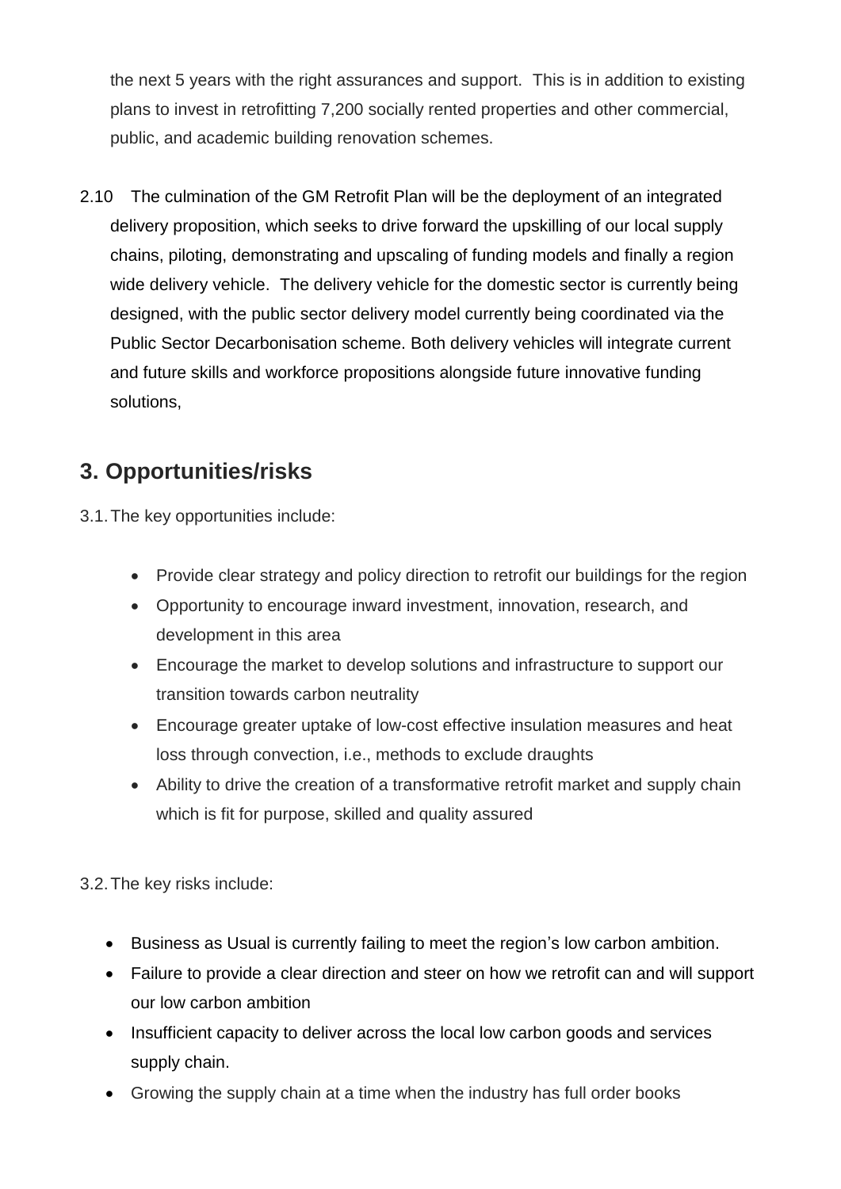the next 5 years with the right assurances and support. This is in addition to existing plans to invest in retrofitting 7,200 socially rented properties and other commercial, public, and academic building renovation schemes.

2.10 The culmination of the GM Retrofit Plan will be the deployment of an integrated delivery proposition, which seeks to drive forward the upskilling of our local supply chains, piloting, demonstrating and upscaling of funding models and finally a region wide delivery vehicle. The delivery vehicle for the domestic sector is currently being designed, with the public sector delivery model currently being coordinated via the Public Sector Decarbonisation scheme. Both delivery vehicles will integrate current and future skills and workforce propositions alongside future innovative funding solutions,

## 3. Opportunities/risks

3.1. The key opportunities include:

- Provide clear strategy and policy direction to retrofit our buildings for the region
- Opportunity to encourage inward investment, innovation, research, and development in this area
- Encourage the market to develop solutions and infrastructure to support our transition towards carbon neutrality
- Encourage greater uptake of low-cost effective insulation measures and heat loss through convection, i.e., methods to exclude draughts
- Ability to drive the creation of a transformative retrofit market and supply chain which is fit for purpose, skilled and quality assured

3.2. The key risks include:

- Business as Usual is currently failing to meet the region's low carbon ambition.
- Failure to provide a clear direction and steer on how we retrofit can and will support our low carbon ambition
- Insufficient capacity to deliver across the local low carbon goods and services supply chain.
- Growing the supply chain at a time when the industry has full order books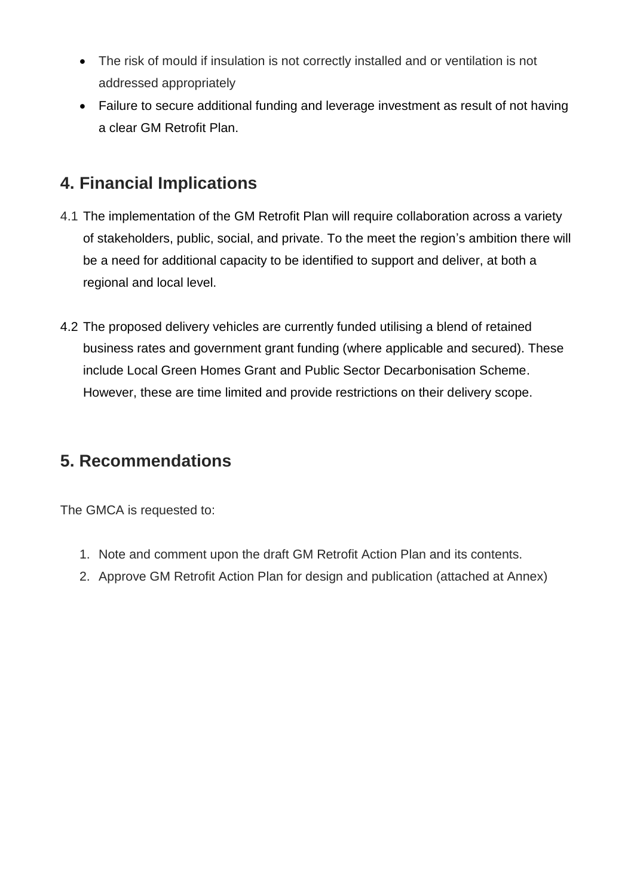- The risk of mould if insulation is not correctly installed and or ventilation is not addressed appropriately
- Failure to secure additional funding and leverage investment as result of not having a clear GM Retrofit Plan.

## 4. Financial Implications

4.1 The implementation of the GM Retrofit Plan will require collaboration across a variety of stakeholders, public, social, and private. To the meet the region's ambition there will be a need for additional capacity to be identified to support and deliver, at both a regional and local level.

4.2 The proposed delivery vehicles are currently funded utilising a blend of retained business rates and government grant funding (where applicable and secured). These include Local Green Homes Grant and Public Sector Decarbonisation Scheme. However, these are time limited and provide restrictions on their delivery scope.

## 5. Recommendations

The GMCA is requested to:

1. Note and comment upon the draft GM Retrofit Action Plan and its contents.
2. Approve GM Retrofit Action Plan for design and publication (attached at Annex)